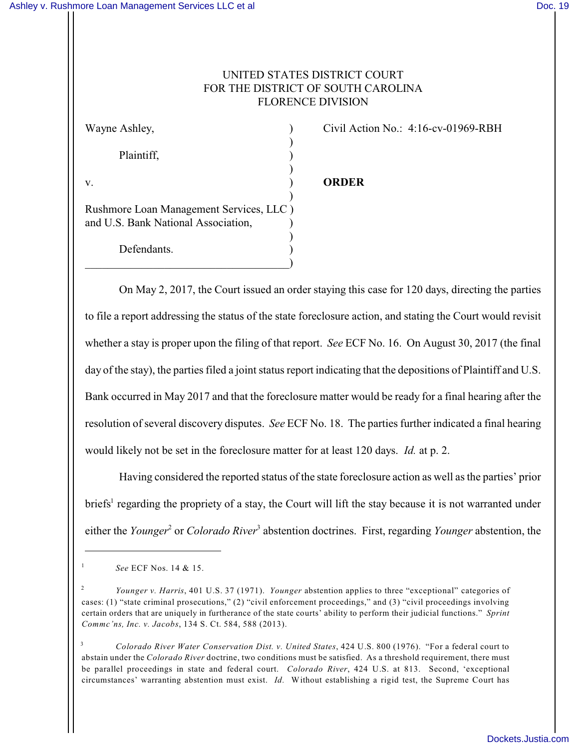UNITED STATES DISTRICT COURT
FOR THE DISTRICT OF SOUTH CAROLINA
FLORENCE DIVISION

| | |
|---|---|
| Wayne Ashley,<br><br>Plaintiff,<br><br>v.<br><br>Rushmore Loan Management Services, LLC and U.S. Bank National Association,<br><br>Defendants. | Civil Action No.: 4:16-cv-01969-RBH<br><br><br><br>**ORDER** |

On May 2, 2017, the Court issued an order staying this case for 120 days, directing the parties to file a report addressing the status of the state foreclosure action, and stating the Court would revisit whether a stay is proper upon the filing of that report. *See* ECF No. 16. On August 30, 2017 (the final day of the stay), the parties filed a joint status report indicating that the depositions of Plaintiff and U.S. Bank occurred in May 2017 and that the foreclosure matter would be ready for a final hearing after the resolution of several discovery disputes. *See* ECF No. 18. The parties further indicated a final hearing would likely not be set in the foreclosure matter for at least 120 days. *Id.* at p. 2.

Having considered the reported status of the state foreclosure action as well as the parties' prior briefs[1] regarding the propriety of a stay, the Court will lift the stay because it is not warranted under either the *Younger*[2] or *Colorado River*[3] abstention doctrines. First, regarding *Younger* abstention, the

---

[1] *See* ECF Nos. 14 & 15.

[2] *Younger v. Harris*, 401 U.S. 37 (1971). *Younger* abstention applies to three "exceptional" categories of cases: (1) "state criminal prosecutions," (2) "civil enforcement proceedings," and (3) "civil proceedings involving certain orders that are uniquely in furtherance of the state courts' ability to perform their judicial functions." *Sprint Commc'ns, Inc. v. Jacobs*, 134 S. Ct. 584, 588 (2013).

[3] *Colorado River Water Conservation Dist. v. United States*, 424 U.S. 800 (1976). "For a federal court to abstain under the *Colorado River* doctrine, two conditions must be satisfied. As a threshold requirement, there must be parallel proceedings in state and federal court. *Colorado River*, 424 U.S. at 813. Second, 'exceptional circumstances' warranting abstention must exist. *Id.* Without establishing a rigid test, the Supreme Court has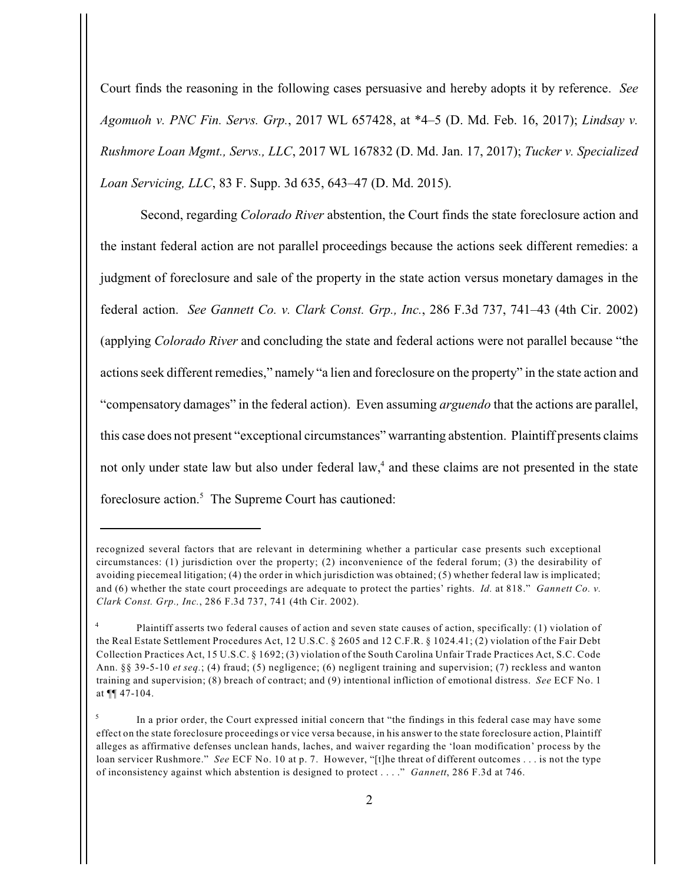Court finds the reasoning in the following cases persuasive and hereby adopts it by reference. *See Agomuoh v. PNC Fin. Servs. Grp.*, 2017 WL 657428, at *4–5 (D. Md. Feb. 16, 2017); *Lindsay v. Rushmore Loan Mgmt., Servs., LLC*, 2017 WL 167832 (D. Md. Jan. 17, 2017); *Tucker v. Specialized Loan Servicing, LLC*, 83 F. Supp. 3d 635, 643–47 (D. Md. 2015).

Second, regarding *Colorado River* abstention, the Court finds the state foreclosure action and the instant federal action are not parallel proceedings because the actions seek different remedies: a judgment of foreclosure and sale of the property in the state action versus monetary damages in the federal action. *See Gannett Co. v. Clark Const. Grp., Inc.*, 286 F.3d 737, 741–43 (4th Cir. 2002) (applying *Colorado River* and concluding the state and federal actions were not parallel because "the actions seek different remedies," namely "a lien and foreclosure on the property" in the state action and "compensatory damages" in the federal action). Even assuming *arguendo* that the actions are parallel, this case does not present "exceptional circumstances" warranting abstention. Plaintiff presents claims not only under state law but also under federal law,[4] and these claims are not presented in the state foreclosure action.[5] The Supreme Court has cautioned:

---

recognized several factors that are relevant in determining whether a particular case presents such exceptional circumstances: (1) jurisdiction over the property; (2) inconvenience of the federal forum; (3) the desirability of avoiding piecemeal litigation; (4) the order in which jurisdiction was obtained; (5) whether federal law is implicated; and (6) whether the state court proceedings are adequate to protect the parties' rights. *Id.* at 818." *Gannett Co. v. Clark Const. Grp., Inc.*, 286 F.3d 737, 741 (4th Cir. 2002).

[4] Plaintiff asserts two federal causes of action and seven state causes of action, specifically: (1) violation of the Real Estate Settlement Procedures Act, 12 U.S.C. § 2605 and 12 C.F.R. § 1024.41; (2) violation of the Fair Debt Collection Practices Act, 15 U.S.C. § 1692; (3) violation of the South Carolina Unfair Trade Practices Act, S.C. Code Ann. §§ 39-5-10 *et seq.*; (4) fraud; (5) negligence; (6) negligent training and supervision; (7) reckless and wanton training and supervision; (8) breach of contract; and (9) intentional infliction of emotional distress. *See* ECF No. 1 at ¶¶ 47-104.

[5] In a prior order, the Court expressed initial concern that "the findings in this federal case may have some effect on the state foreclosure proceedings or vice versa because, in his answer to the state foreclosure action, Plaintiff alleges as affirmative defenses unclean hands, laches, and waiver regarding the 'loan modification' process by the loan servicer Rushmore." *See* ECF No. 10 at p. 7. However, "[t]he threat of different outcomes . . . is not the type of inconsistency against which abstention is designed to protect . . . ." *Gannett*, 286 F.3d at 746.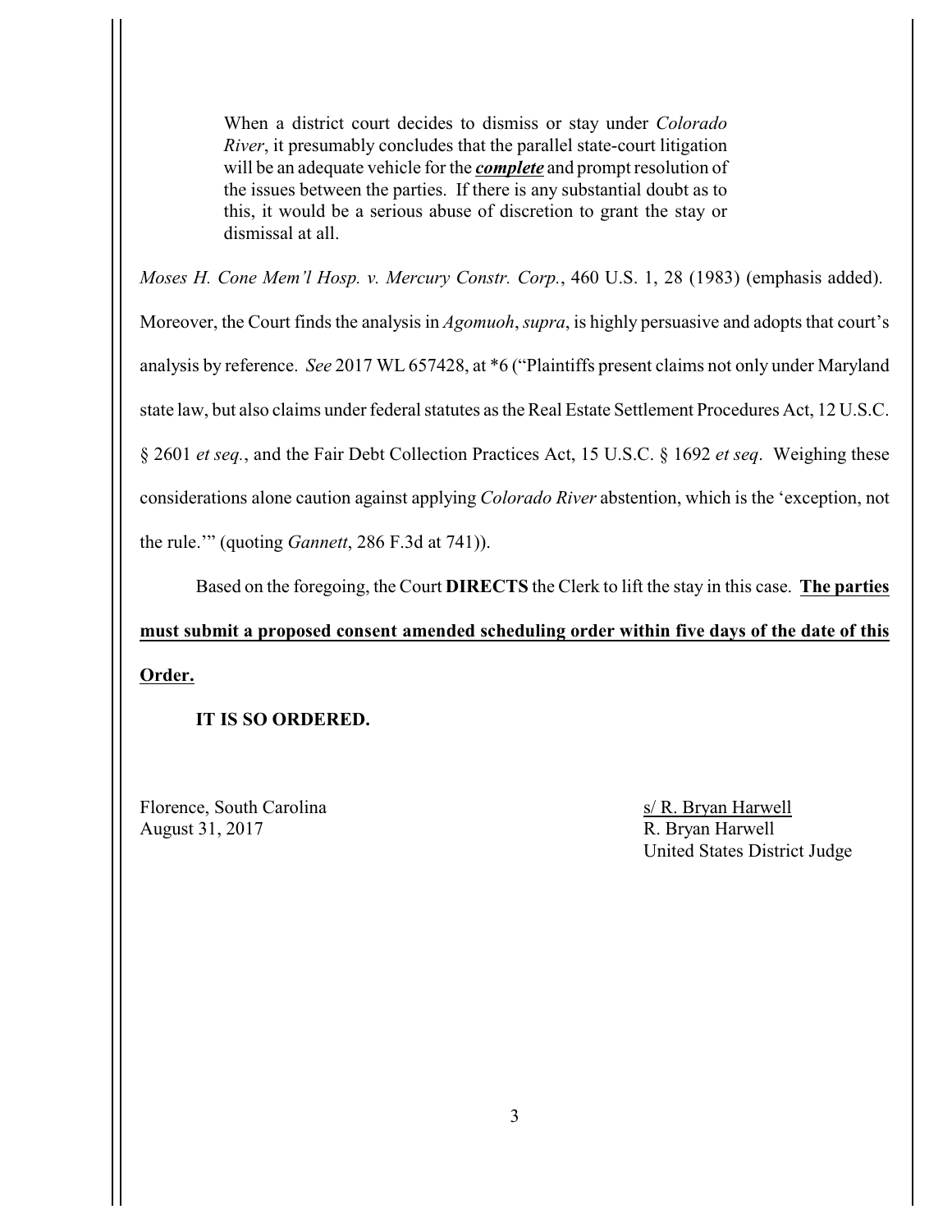> When a district court decides to dismiss or stay under *Colorado River*, it presumably concludes that the parallel state-court litigation will be an adequate vehicle for the ***complete*** and prompt resolution of the issues between the parties. If there is any substantial doubt as to this, it would be a serious abuse of discretion to grant the stay or dismissal at all.

*Moses H. Cone Mem'l Hosp. v. Mercury Constr. Corp.*, 460 U.S. 1, 28 (1983) (emphasis added). Moreover, the Court finds the analysis in *Agomuoh*, *supra*, is highly persuasive and adopts that court's analysis by reference. *See* 2017 WL 657428, at *6 ("Plaintiffs present claims not only under Maryland state law, but also claims under federal statutes as the Real Estate Settlement Procedures Act, 12 U.S.C. § 2601 *et seq.*, and the Fair Debt Collection Practices Act, 15 U.S.C. § 1692 *et seq*. Weighing these considerations alone caution against applying *Colorado River* abstention, which is the 'exception, not the rule.'" (quoting *Gannett*, 286 F.3d at 741)).

Based on the foregoing, the Court **DIRECTS** the Clerk to lift the stay in this case. **The parties must submit a proposed consent amended scheduling order within five days of the date of this Order.**

**IT IS SO ORDERED.**

Florence, South Carolina
August 31, 2017

s/ R. Bryan Harwell
R. Bryan Harwell
United States District Judge